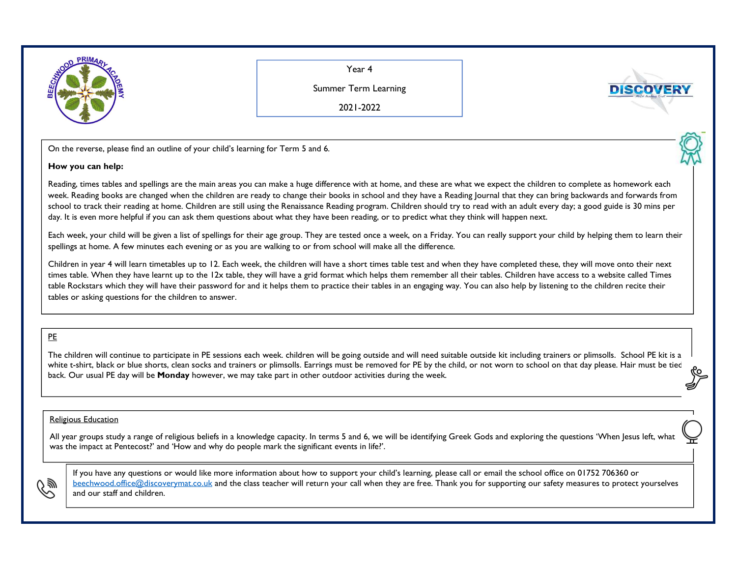# Year 4

## Summer Term Learning

## 2021-2022

On the reverse, please find an outline of your child's learning for Term 5 and 6.

**How you can help:**

Reading, times tables and spellings are the main areas you can make a huge difference with at home, and these are what we expect the children to complete as homework each week. Reading books are changed when the children are ready to change their books in school and they have a Reading Journal that they can bring backwards and forwards from school to track their reading at home. Children are still using the Renaissance Reading program. Children should try to read with an adult every day; a good guide is 30 mins per day. It is even more helpful if you can ask them questions about what they have been reading, or to predict what they think will happen next.

Each week, your child will be given a list of spellings for their age group. They are tested once a week, on a Friday. You can really support your child by helping them to learn their spellings at home. A few minutes each evening or as you are walking to or from school will make all the difference.

Children in year 4 will learn timetables up to 12. Each week, the children will have a short times table test and when they have completed these, they will move onto their next times table. When they have learnt up to the 12x table, they will have a grid format which helps them remember all their tables. Children have access to a website called Times table Rockstars which they will have their password for and it helps them to practice their tables in an engaging way. You can also help by listening to the children recite their tables or asking questions for the children to answer.

## PE

The children will continue to participate in PE sessions each week. children will be going outside and will need suitable outside kit including trainers or plimsolls. School PE kit is a white t-shirt, black or blue shorts, clean socks and trainers or plimsolls. Earrings must be removed for PE by the child, or not worn to school on that day please. Hair must be tied back. Our usual PE day will be **Monday** however, we may take part in other outdoor activities during the week.

## Religious Education

All year groups study a range of religious beliefs in a knowledge capacity. In terms 5 and 6, we will be identifying Greek Gods and exploring the questions 'When Jesus left, what was the impact at Pentecost?' and 'How and why do people mark the significant events in life?'.

If you have any questions or would like more information about how to support your child's learning, please call or email the school office on 01752 706360 or beechwood.office@discoverymat.co.uk and the class teacher will return your call when they are free. Thank you for supporting our safety measures to protect yourselves and our staff and children.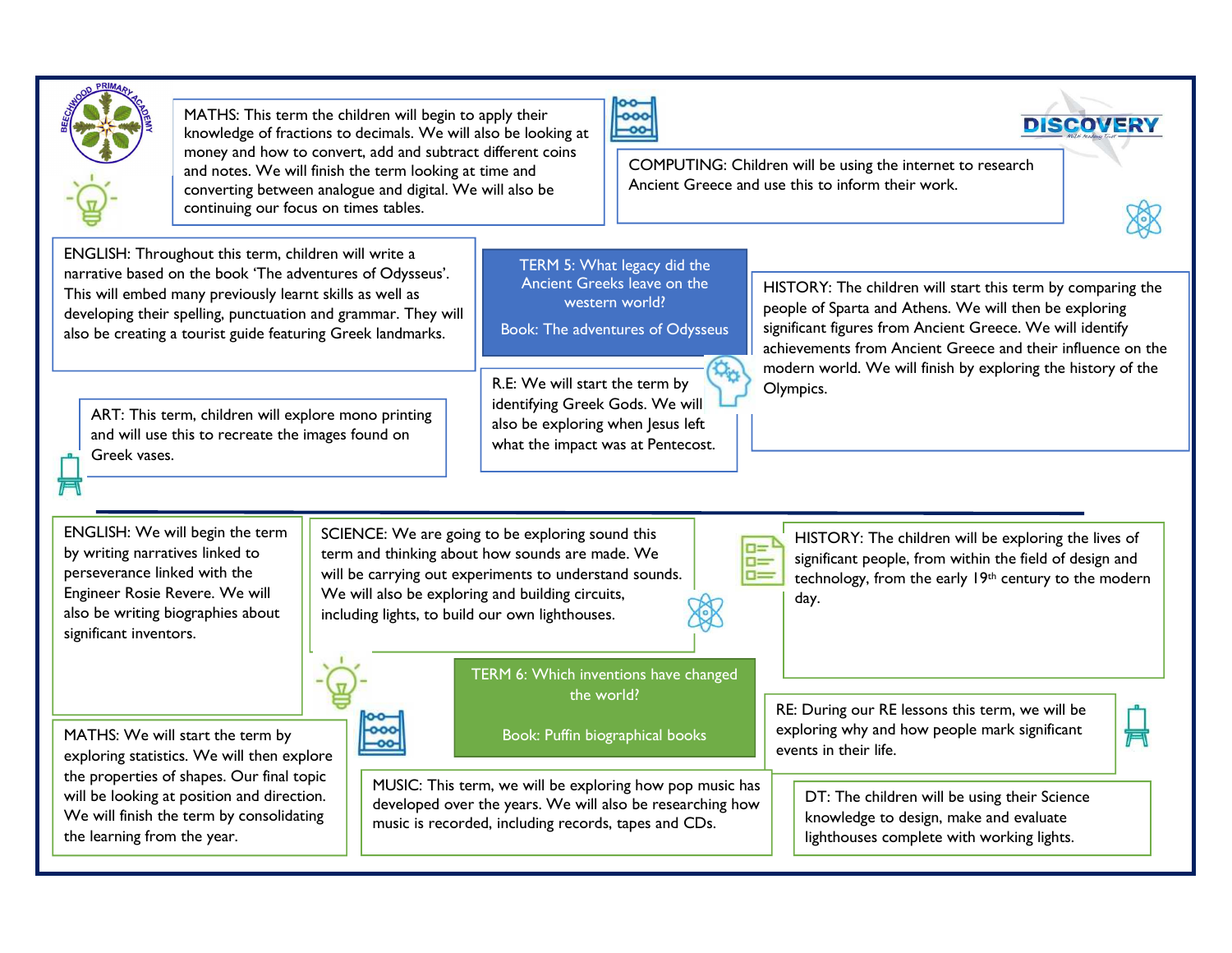## TERM 5: What legacy did the Ancient Greeks leave on the western world?

Book: The adventures of Odysseus

MATHS: This term the children will begin to apply their knowledge of fractions to decimals. We will also be looking at money and how to convert, add and subtract different coins and notes. We will finish the term looking at time and converting between analogue and digital. We will also be continuing our focus on times tables.

COMPUTING: Children will be using the internet to research Ancient Greece and use this to inform their work.

ENGLISH: Throughout this term, children will write a narrative based on the book 'The adventures of Odysseus'. This will embed many previously learnt skills as well as developing their spelling, punctuation and grammar. They will also be creating a tourist guide featuring Greek landmarks.

HISTORY: The children will start this term by comparing the people of Sparta and Athens. We will then be exploring significant figures from Ancient Greece. We will identify achievements from Ancient Greece and their influence on the modern world. We will finish by exploring the history of the Olympics.

ART: This term, children will explore mono printing and will use this to recreate the images found on Greek vases.

R.E: We will start the term by identifying Greek Gods. We will also be exploring when Jesus left what the impact was at Pentecost.

## TERM 6: Which inventions have changed the world?

Book: Puffin biographical books

ENGLISH: We will begin the term by writing narratives linked to perseverance linked with the Engineer Rosie Revere. We will also be writing biographies about significant inventors.

SCIENCE: We are going to be exploring sound this term and thinking about how sounds are made. We will be carrying out experiments to understand sounds. We will also be exploring and building circuits, including lights, to build our own lighthouses.

HISTORY: The children will be exploring the lives of significant people, from within the field of design and technology, from the early 19th century to the modern day.

MATHS: We will start the term by exploring statistics. We will then explore the properties of shapes. Our final topic will be looking at position and direction. We will finish the term by consolidating the learning from the year.

RE: During our RE lessons this term, we will be exploring why and how people mark significant events in their life.

MUSIC: This term, we will be exploring how pop music has developed over the years. We will also be researching how music is recorded, including records, tapes and CDs.

DT: The children will be using their Science knowledge to design, make and evaluate lighthouses complete with working lights.